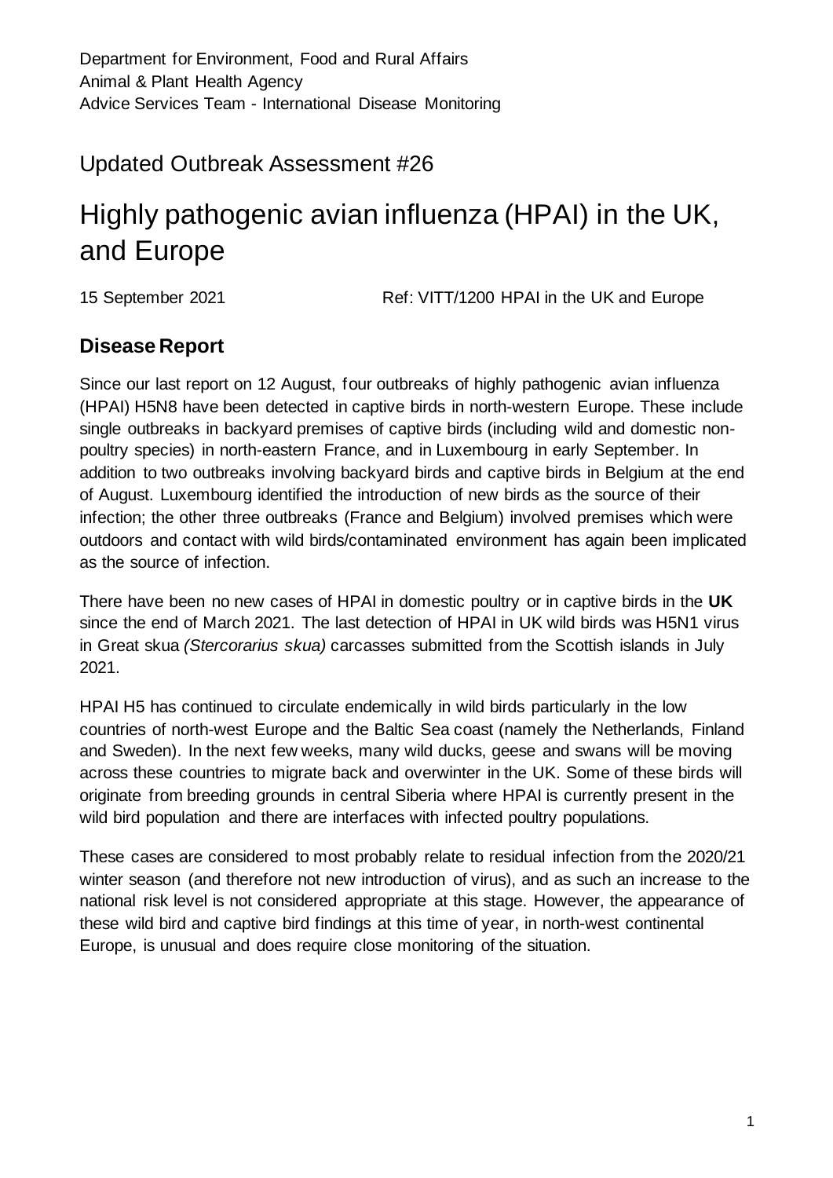Department for Environment, Food and Rural Affairs
Animal & Plant Health Agency
Advice Services Team - International Disease Monitoring

## Updated Outbreak Assessment #26

# Highly pathogenic avian influenza (HPAI) in the UK, and Europe

15 September 2021 Ref: VITT/1200 HPAI in the UK and Europe

### Disease Report

Since our last report on 12 August, four outbreaks of highly pathogenic avian influenza (HPAI) H5N8 have been detected in captive birds in north-western Europe. These include single outbreaks in backyard premises of captive birds (including wild and domestic non-poultry species) in north-eastern France, and in Luxembourg in early September. In addition to two outbreaks involving backyard birds and captive birds in Belgium at the end of August. Luxembourg identified the introduction of new birds as the source of their infection; the other three outbreaks (France and Belgium) involved premises which were outdoors and contact with wild birds/contaminated environment has again been implicated as the source of infection.

There have been no new cases of HPAI in domestic poultry or in captive birds in the **UK** since the end of March 2021. The last detection of HPAI in UK wild birds was H5N1 virus in Great skua *(Stercorarius skua)* carcasses submitted from the Scottish islands in July 2021.

HPAI H5 has continued to circulate endemically in wild birds particularly in the low countries of north-west Europe and the Baltic Sea coast (namely the Netherlands, Finland and Sweden). In the next few weeks, many wild ducks, geese and swans will be moving across these countries to migrate back and overwinter in the UK. Some of these birds will originate from breeding grounds in central Siberia where HPAI is currently present in the wild bird population and there are interfaces with infected poultry populations.

These cases are considered to most probably relate to residual infection from the 2020/21 winter season (and therefore not new introduction of virus), and as such an increase to the national risk level is not considered appropriate at this stage. However, the appearance of these wild bird and captive bird findings at this time of year, in north-west continental Europe, is unusual and does require close monitoring of the situation.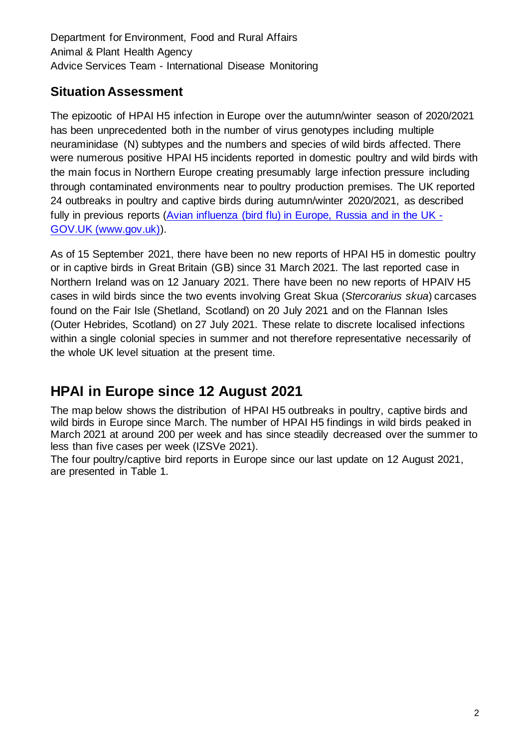Department for Environment, Food and Rural Affairs
Animal & Plant Health Agency
Advice Services Team - International Disease Monitoring

## Situation Assessment

The epizootic of HPAI H5 infection in Europe over the autumn/winter season of 2020/2021 has been unprecedented both in the number of virus genotypes including multiple neuraminidase (N) subtypes and the numbers and species of wild birds affected. There were numerous positive HPAI H5 incidents reported in domestic poultry and wild birds with the main focus in Northern Europe creating presumably large infection pressure including through contaminated environments near to poultry production premises. The UK reported 24 outbreaks in poultry and captive birds during autumn/winter 2020/2021, as described fully in previous reports ([Avian influenza (bird flu) in Europe, Russia and in the UK - GOV.UK (www.gov.uk)](https://www.gov.uk)).

As of 15 September 2021, there have been no new reports of HPAI H5 in domestic poultry or in captive birds in Great Britain (GB) since 31 March 2021. The last reported case in Northern Ireland was on 12 January 2021. There have been no new reports of HPAIV H5 cases in wild birds since the two events involving Great Skua (*Stercorarius skua*) carcases found on the Fair Isle (Shetland, Scotland) on 20 July 2021 and on the Flannan Isles (Outer Hebrides, Scotland) on 27 July 2021. These relate to discrete localised infections within a single colonial species in summer and not therefore representative necessarily of the whole UK level situation at the present time.

# HPAI in Europe since 12 August 2021

The map below shows the distribution of HPAI H5 outbreaks in poultry, captive birds and wild birds in Europe since March. The number of HPAI H5 findings in wild birds peaked in March 2021 at around 200 per week and has since steadily decreased over the summer to less than five cases per week (IZSVe 2021).
The four poultry/captive bird reports in Europe since our last update on 12 August 2021, are presented in Table 1.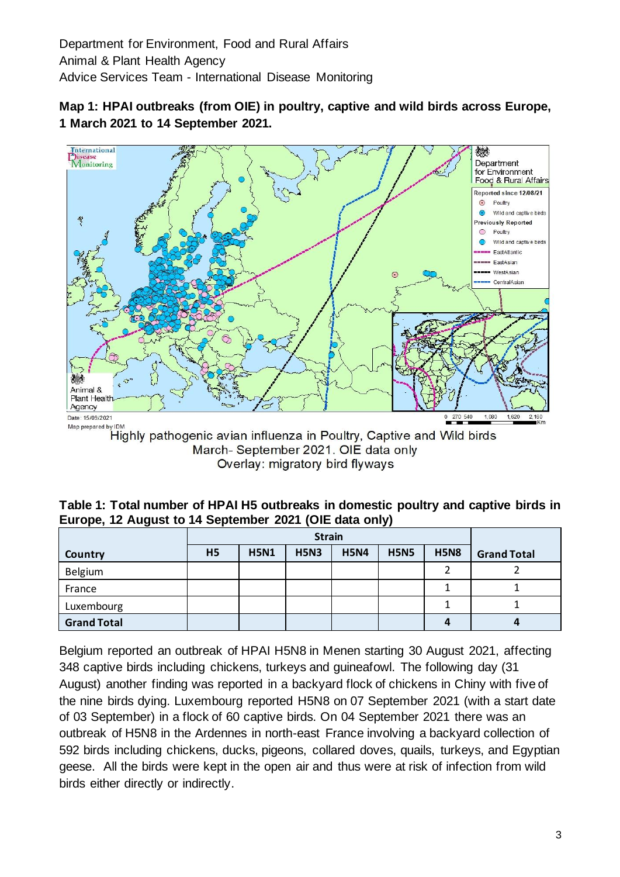Department for Environment, Food and Rural Affairs
Animal & Plant Health Agency
Advice Services Team - International Disease Monitoring

**Map 1: HPAI outbreaks (from OIE) in poultry, captive and wild birds across Europe, 1 March 2021 to 14 September 2021.**

Highly pathogenic avian influenza in Poultry, Captive and Wild birds
March- September 2021. OIE data only
Overlay: migratory bird flyways

**Table 1: Total number of HPAI H5 outbreaks in domestic poultry and captive birds in Europe, 12 August to 14 September 2021 (OIE data only)**

| Country | Strain | | | | | | Grand Total |
|---|---|---|---|---|---|---|---|
| | H5 | H5N1 | H5N3 | H5N4 | H5N5 | H5N8 | |
| Belgium | | | | | | 2 | 2 |
| France | | | | | | 1 | 1 |
| Luxembourg | | | | | | 1 | 1 |
| **Grand Total** | | | | | | **4** | **4** |

Belgium reported an outbreak of HPAI H5N8 in Menen starting 30 August 2021, affecting 348 captive birds including chickens, turkeys and guineafowl. The following day (31 August) another finding was reported in a backyard flock of chickens in Chiny with five of the nine birds dying. Luxembourg reported H5N8 on 07 September 2021 (with a start date of 03 September) in a flock of 60 captive birds. On 04 September 2021 there was an outbreak of H5N8 in the Ardennes in north-east France involving a backyard collection of 592 birds including chickens, ducks, pigeons, collared doves, quails, turkeys, and Egyptian geese. All the birds were kept in the open air and thus were at risk of infection from wild birds either directly or indirectly.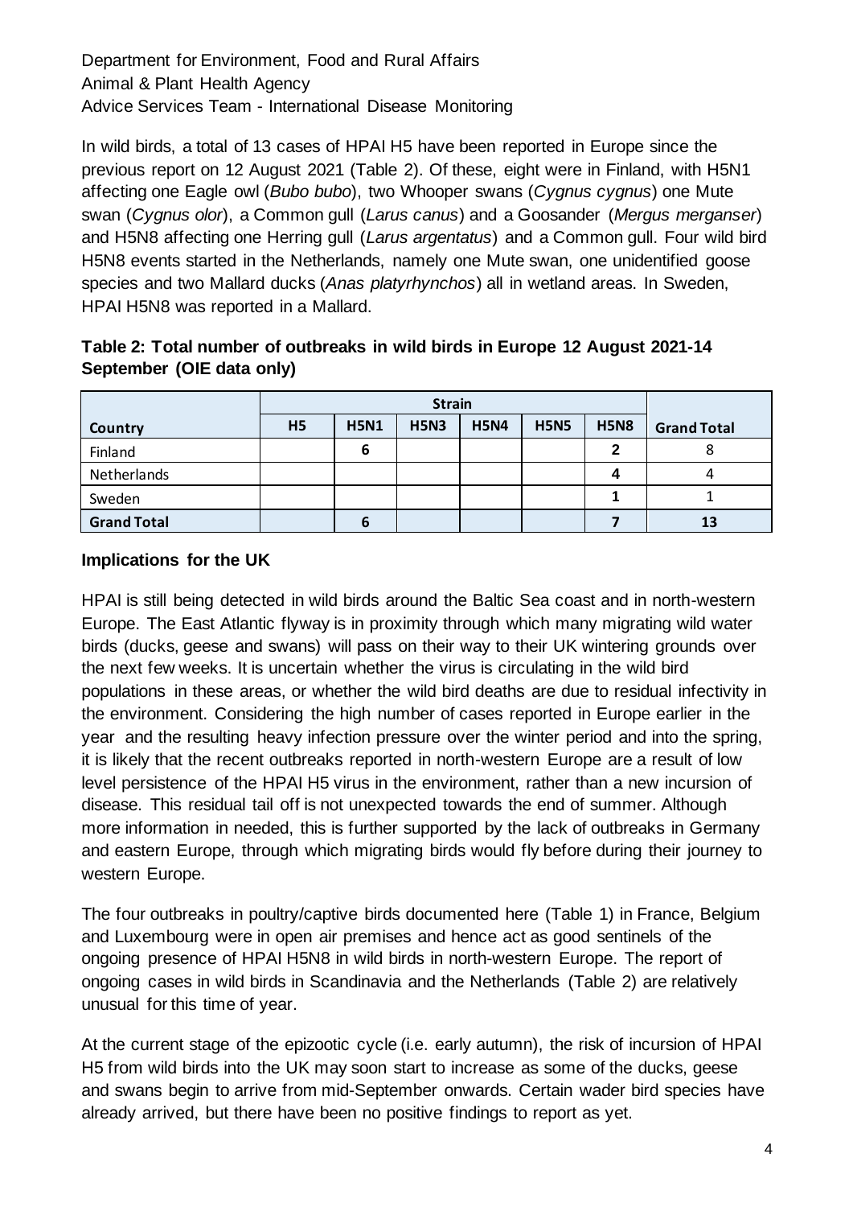Department for Environment, Food and Rural Affairs
Animal & Plant Health Agency
Advice Services Team - International Disease Monitoring

In wild birds, a total of 13 cases of HPAI H5 have been reported in Europe since the previous report on 12 August 2021 (Table 2). Of these, eight were in Finland, with H5N1 affecting one Eagle owl (*Bubo bubo*), two Whooper swans (*Cygnus cygnus*) one Mute swan (*Cygnus olor*), a Common gull (*Larus canus*) and a Goosander (*Mergus merganser*) and H5N8 affecting one Herring gull (*Larus argentatus*) and a Common gull. Four wild bird H5N8 events started in the Netherlands, namely one Mute swan, one unidentified goose species and two Mallard ducks (*Anas platyrhynchos*) all in wetland areas. In Sweden, HPAI H5N8 was reported in a Mallard.

**Table 2: Total number of outbreaks in wild birds in Europe 12 August 2021-14 September (OIE data only)**

| | Strain | | | | | | |
|---|---|---|---|---|---|---|---|
| **Country** | **H5** | **H5N1** | **H5N3** | **H5N4** | **H5N5** | **H5N8** | **Grand Total** |
| Finland | | 6 | | | | 2 | 8 |
| Netherlands | | | | | | 4 | 4 |
| Sweden | | | | | | 1 | 1 |
| **Grand Total** | | **6** | | | | **7** | **13** |

### Implications for the UK

HPAI is still being detected in wild birds around the Baltic Sea coast and in north-western Europe. The East Atlantic flyway is in proximity through which many migrating wild water birds (ducks, geese and swans) will pass on their way to their UK wintering grounds over the next few weeks. It is uncertain whether the virus is circulating in the wild bird populations in these areas, or whether the wild bird deaths are due to residual infectivity in the environment. Considering the high number of cases reported in Europe earlier in the year and the resulting heavy infection pressure over the winter period and into the spring, it is likely that the recent outbreaks reported in north-western Europe are a result of low level persistence of the HPAI H5 virus in the environment, rather than a new incursion of disease. This residual tail off is not unexpected towards the end of summer. Although more information in needed, this is further supported by the lack of outbreaks in Germany and eastern Europe, through which migrating birds would fly before during their journey to western Europe.

The four outbreaks in poultry/captive birds documented here (Table 1) in France, Belgium and Luxembourg were in open air premises and hence act as good sentinels of the ongoing presence of HPAI H5N8 in wild birds in north-western Europe. The report of ongoing cases in wild birds in Scandinavia and the Netherlands (Table 2) are relatively unusual for this time of year.

At the current stage of the epizootic cycle (i.e. early autumn), the risk of incursion of HPAI H5 from wild birds into the UK may soon start to increase as some of the ducks, geese and swans begin to arrive from mid-September onwards. Certain wader bird species have already arrived, but there have been no positive findings to report as yet.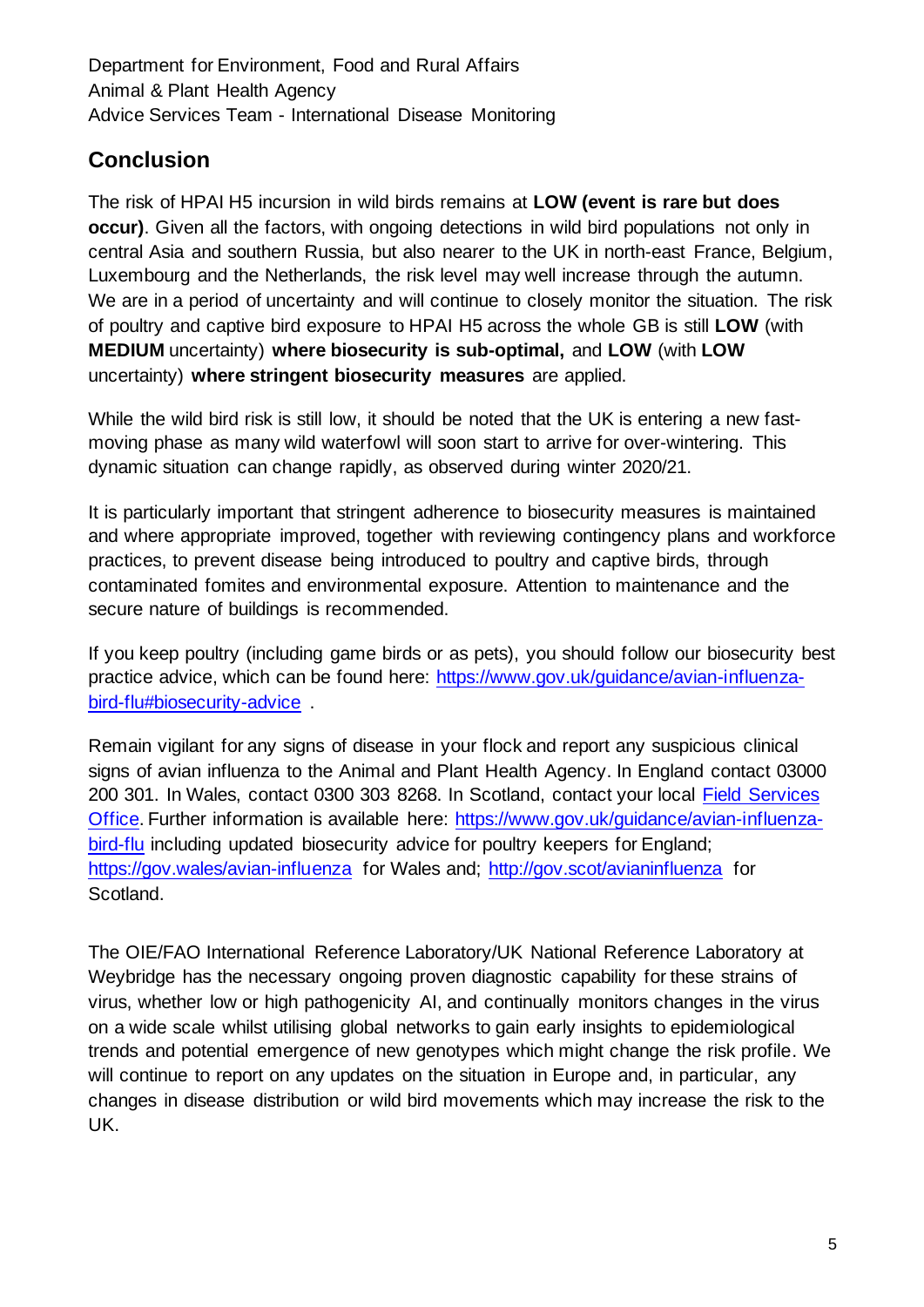Department for Environment, Food and Rural Affairs
Animal & Plant Health Agency
Advice Services Team - International Disease Monitoring

## Conclusion

The risk of HPAI H5 incursion in wild birds remains at **LOW (event is rare but does occur)**. Given all the factors, with ongoing detections in wild bird populations not only in central Asia and southern Russia, but also nearer to the UK in north-east France, Belgium, Luxembourg and the Netherlands, the risk level may well increase through the autumn. We are in a period of uncertainty and will continue to closely monitor the situation. The risk of poultry and captive bird exposure to HPAI H5 across the whole GB is still **LOW** (with **MEDIUM** uncertainty) **where biosecurity is sub-optimal,** and **LOW** (with **LOW** uncertainty) **where stringent biosecurity measures** are applied.

While the wild bird risk is still low, it should be noted that the UK is entering a new fast-moving phase as many wild waterfowl will soon start to arrive for over-wintering. This dynamic situation can change rapidly, as observed during winter 2020/21.

It is particularly important that stringent adherence to biosecurity measures is maintained and where appropriate improved, together with reviewing contingency plans and workforce practices, to prevent disease being introduced to poultry and captive birds, through contaminated fomites and environmental exposure. Attention to maintenance and the secure nature of buildings is recommended.

If you keep poultry (including game birds or as pets), you should follow our biosecurity best practice advice, which can be found here: [https://www.gov.uk/guidance/avian-influenza-bird-flu#biosecurity-advice](https://www.gov.uk/guidance/avian-influenza-bird-flu#biosecurity-advice) .

Remain vigilant for any signs of disease in your flock and report any suspicious clinical signs of avian influenza to the Animal and Plant Health Agency. In England contact 03000 200 301. In Wales, contact 0300 303 8268. In Scotland, contact your local Field Services Office. Further information is available here: [https://www.gov.uk/guidance/avian-influenza-bird-flu](https://www.gov.uk/guidance/avian-influenza-bird-flu) including updated biosecurity advice for poultry keepers for England; [https://gov.wales/avian-influenza](https://gov.wales/avian-influenza) for Wales and; [http://gov.scot/avianinfluenza](http://gov.scot/avianinfluenza) for Scotland.

The OIE/FAO International Reference Laboratory/UK National Reference Laboratory at Weybridge has the necessary ongoing proven diagnostic capability for these strains of virus, whether low or high pathogenicity AI, and continually monitors changes in the virus on a wide scale whilst utilising global networks to gain early insights to epidemiological trends and potential emergence of new genotypes which might change the risk profile. We will continue to report on any updates on the situation in Europe and, in particular, any changes in disease distribution or wild bird movements which may increase the risk to the UK.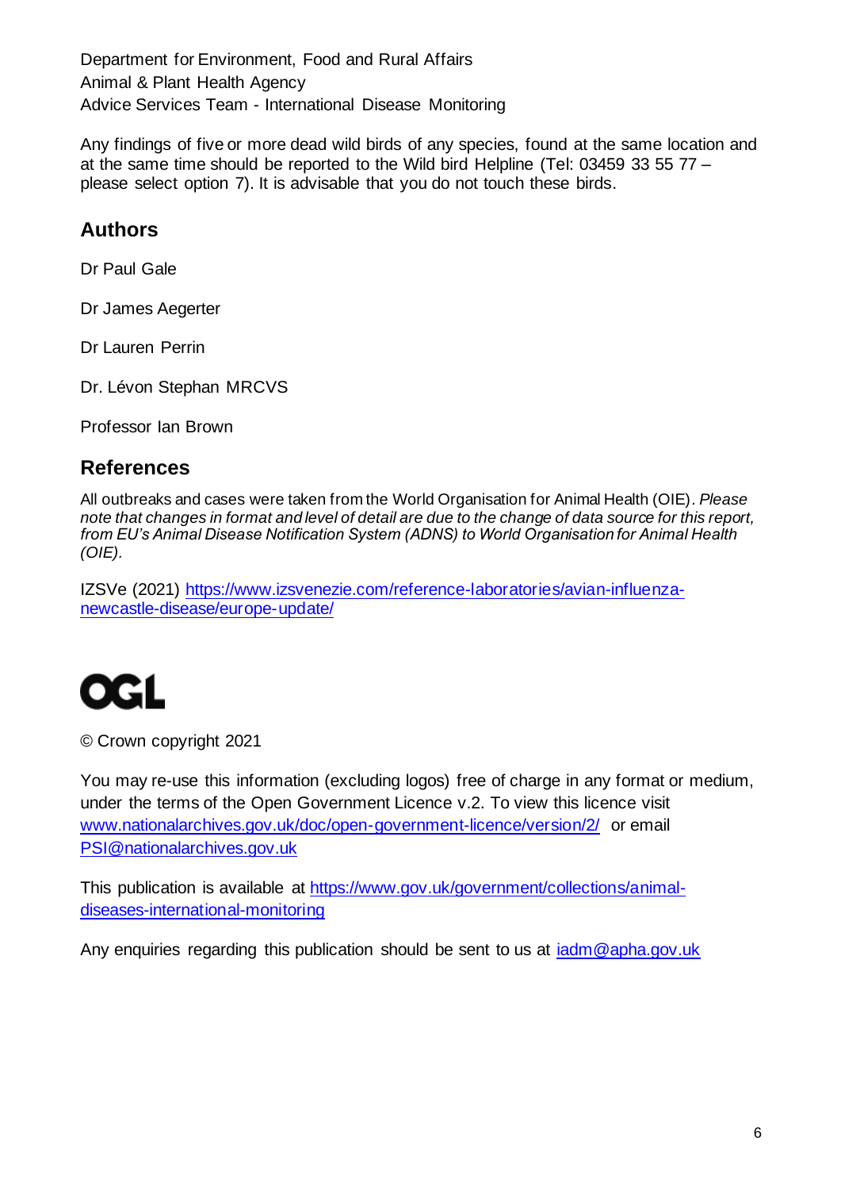Department for Environment, Food and Rural Affairs
Animal & Plant Health Agency
Advice Services Team - International Disease Monitoring

Any findings of five or more dead wild birds of any species, found at the same location and at the same time should be reported to the Wild bird Helpline (Tel: 03459 33 55 77 – please select option 7). It is advisable that you do not touch these birds.

## Authors

Dr Paul Gale

Dr James Aegerter

Dr Lauren Perrin

Dr. Lévon Stephan MRCVS

Professor Ian Brown

## References

All outbreaks and cases were taken from the World Organisation for Animal Health (OIE). *Please note that changes in format and level of detail are due to the change of data source for this report, from EU's Animal Disease Notification System (ADNS) to World Organisation for Animal Health (OIE).*

IZSVe (2021) [https://www.izsvenezie.com/reference-laboratories/avian-influenza-newcastle-disease/europe-update/](https://www.izsvenezie.com/reference-laboratories/avian-influenza-newcastle-disease/europe-update/)

OGL

© Crown copyright 2021

You may re-use this information (excluding logos) free of charge in any format or medium, under the terms of the Open Government Licence v.2. To view this licence visit [www.nationalarchives.gov.uk/doc/open-government-licence/version/2/](http://www.nationalarchives.gov.uk/doc/open-government-licence/version/2/) or email [PSI@nationalarchives.gov.uk](mailto:PSI@nationalarchives.gov.uk)

This publication is available at [https://www.gov.uk/government/collections/animal-diseases-international-monitoring](https://www.gov.uk/government/collections/animal-diseases-international-monitoring)

Any enquiries regarding this publication should be sent to us at [iadm@apha.gov.uk](mailto:iadm@apha.gov.uk)